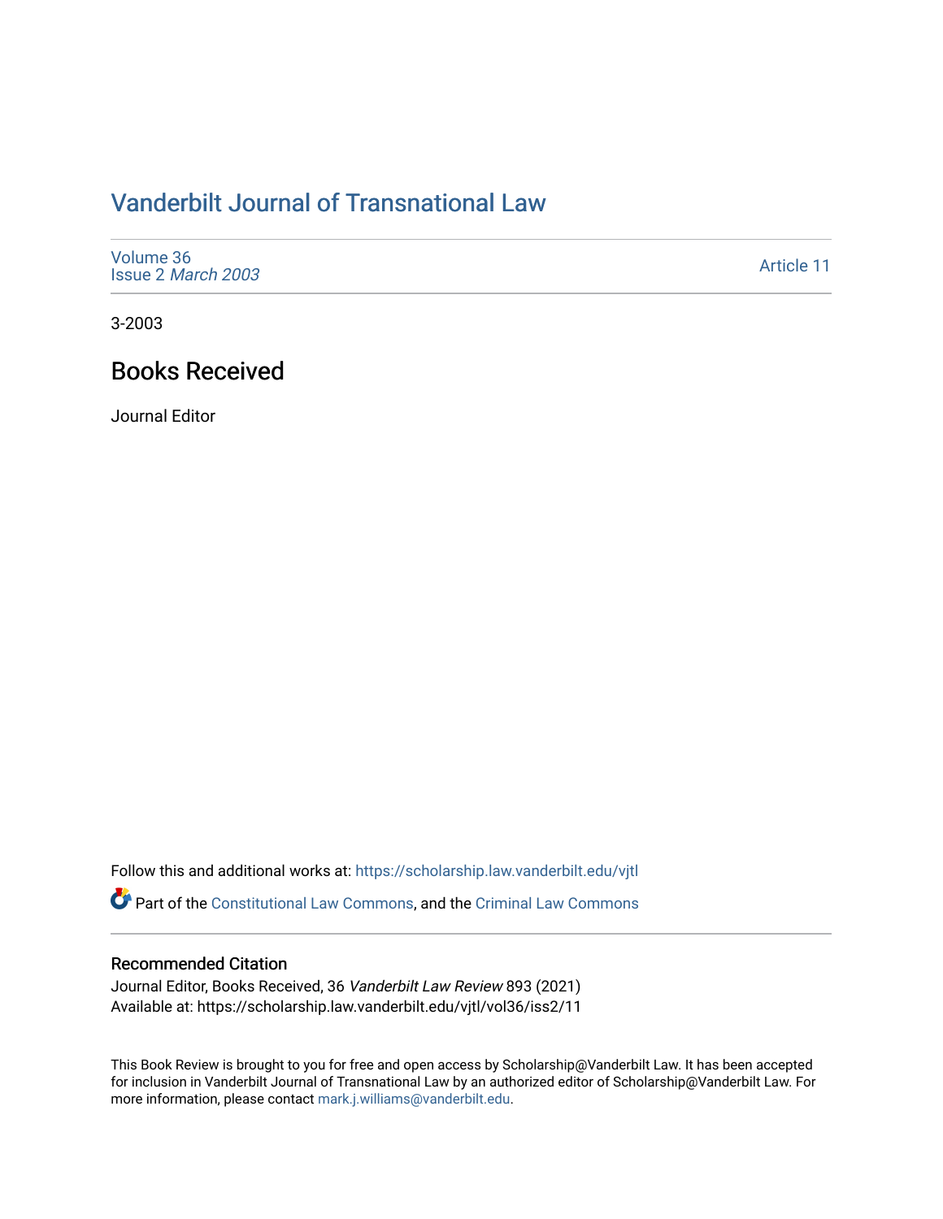# Vanderbilt Journal of Transnational Law

Volume 36
Issue 2 *March 2003*

Article 11

3-2003

## Books Received

Journal Editor

Follow this and additional works at: https://scholarship.law.vanderbilt.edu/vjtl

Part of the Constitutional Law Commons, and the Criminal Law Commons

### Recommended Citation

Journal Editor, Books Received, 36 *Vanderbilt Law Review* 893 (2021)
Available at: https://scholarship.law.vanderbilt.edu/vjtl/vol36/iss2/11

This Book Review is brought to you for free and open access by Scholarship@Vanderbilt Law. It has been accepted for inclusion in Vanderbilt Journal of Transnational Law by an authorized editor of Scholarship@Vanderbilt Law. For more information, please contact mark.j.williams@vanderbilt.edu.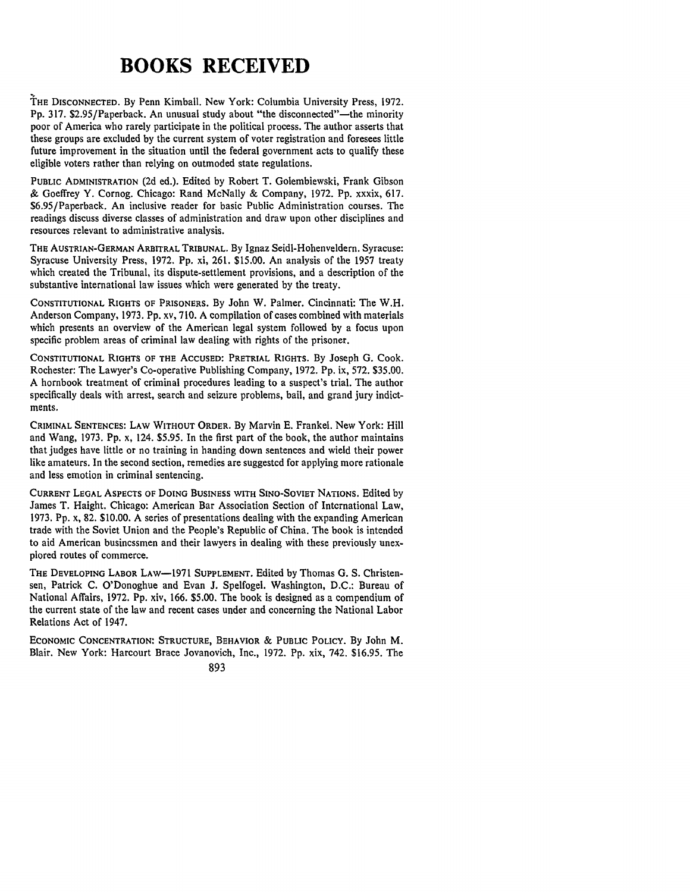# BOOKS RECEIVED

THE DISCONNECTED. By Penn Kimball. New York: Columbia University Press, 1972. Pp. 317. $2.95/Paperback. An unusual study about "the disconnected"—the minority poor of America who rarely participate in the political process. The author asserts that these groups are excluded by the current system of voter registration and foresees little future improvement in the situation until the federal government acts to qualify these eligible voters rather than relying on outmoded state regulations.

PUBLIC ADMINISTRATION (2d ed.). Edited by Robert T. Golembiewski, Frank Gibson & Goeffrey Y. Cornog. Chicago: Rand McNally & Company, 1972. Pp. xxxix, 617. $6.95/Paperback. An inclusive reader for basic Public Administration courses. The readings discuss diverse classes of administration and draw upon other disciplines and resources relevant to administrative analysis.

THE AUSTRIAN-GERMAN ARBITRAL TRIBUNAL. By Ignaz Seidl-Hohenveldern. Syracuse: Syracuse University Press, 1972. Pp. xi, 261. $15.00. An analysis of the 1957 treaty which created the Tribunal, its dispute-settlement provisions, and a description of the substantive international law issues which were generated by the treaty.

CONSTITUTIONAL RIGHTS OF PRISONERS. By John W. Palmer. Cincinnati: The W.H. Anderson Company, 1973. Pp. xv, 710. A compilation of cases combined with materials which presents an overview of the American legal system followed by a focus upon specific problem areas of criminal law dealing with rights of the prisoner.

CONSTITUTIONAL RIGHTS OF THE ACCUSED: PRETRIAL RIGHTS. By Joseph G. Cook. Rochester: The Lawyer's Co-operative Publishing Company, 1972. Pp. ix, 572. $35.00. A hornbook treatment of criminal procedures leading to a suspect's trial. The author specifically deals with arrest, search and seizure problems, bail, and grand jury indictments.

CRIMINAL SENTENCES: LAW WITHOUT ORDER. By Marvin E. Frankel. New York: Hill and Wang, 1973. Pp. x, 124. $5.95. In the first part of the book, the author maintains that judges have little or no training in handing down sentences and wield their power like amateurs. In the second section, remedies are suggested for applying more rationale and less emotion in criminal sentencing.

CURRENT LEGAL ASPECTS OF DOING BUSINESS WITH SINO-SOVIET NATIONS. Edited by James T. Haight. Chicago: American Bar Association Section of International Law, 1973. Pp. x, 82. $10.00. A series of presentations dealing with the expanding American trade with the Soviet Union and the People's Republic of China. The book is intended to aid American businessmen and their lawyers in dealing with these previously unexplored routes of commerce.

THE DEVELOPING LABOR LAW—1971 SUPPLEMENT. Edited by Thomas G. S. Christensen, Patrick C. O'Donoghue and Evan J. Spelfogel. Washington, D.C.: Bureau of National Affairs, 1972. Pp. xiv, 166. $5.00. The book is designed as a compendium of the current state of the law and recent cases under and concerning the National Labor Relations Act of 1947.

ECONOMIC CONCENTRATION: STRUCTURE, BEHAVIOR & PUBLIC POLICY. By John M. Blair. New York: Harcourt Brace Jovanovich, Inc., 1972. Pp. xix, 742. $16.95. The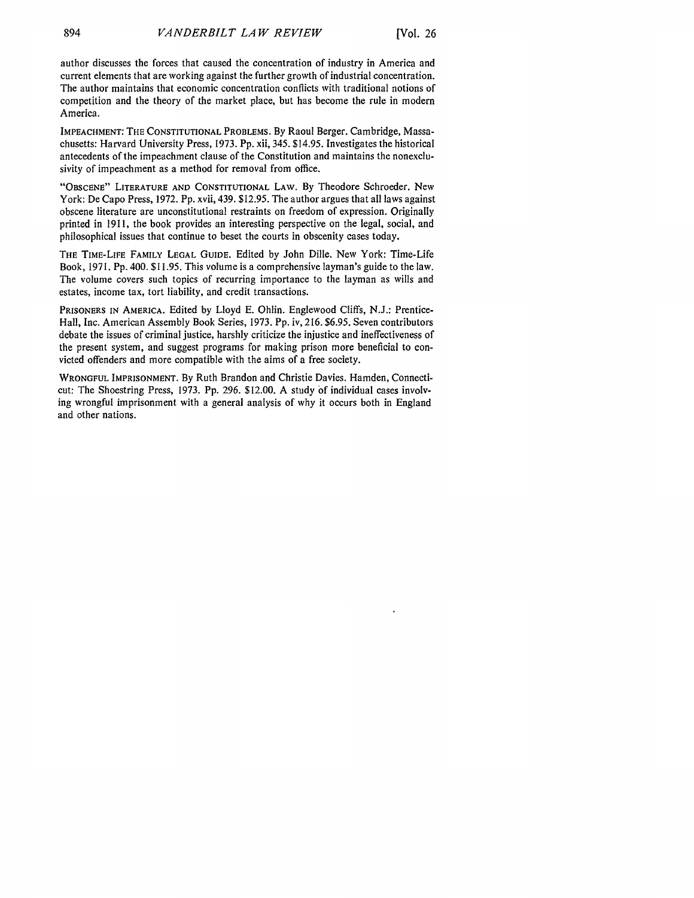author discusses the forces that caused the concentration of industry in America and current elements that are working against the further growth of industrial concentration. The author maintains that economic concentration conflicts with traditional notions of competition and the theory of the market place, but has become the rule in modern America.

IMPEACHMENT: THE CONSTITUTIONAL PROBLEMS. By Raoul Berger. Cambridge, Massachusetts: Harvard University Press, 1973. Pp. xii, 345. $14.95. Investigates the historical antecedents of the impeachment clause of the Constitution and maintains the nonexclusivity of impeachment as a method for removal from office.

"OBSCENE" LITERATURE AND CONSTITUTIONAL LAW. By Theodore Schroeder. New York: De Capo Press, 1972. Pp. xvii, 439. $12.95. The author argues that all laws against obscene literature are unconstitutional restraints on freedom of expression. Originally printed in 1911, the book provides an interesting perspective on the legal, social, and philosophical issues that continue to beset the courts in obscenity cases today.

THE TIME-LIFE FAMILY LEGAL GUIDE. Edited by John Dille. New York: Time-Life Book, 1971. Pp. 400. $11.95. This volume is a comprehensive layman's guide to the law. The volume covers such topics of recurring importance to the layman as wills and estates, income tax, tort liability, and credit transactions.

PRISONERS IN AMERICA. Edited by Lloyd E. Ohlin. Englewood Cliffs, N.J.: Prentice-Hall, Inc. American Assembly Book Series, 1973. Pp. iv, 216. $6.95. Seven contributors debate the issues of criminal justice, harshly criticize the injustice and ineffectiveness of the present system, and suggest programs for making prison more beneficial to convicted offenders and more compatible with the aims of a free society.

WRONGFUL IMPRISONMENT. By Ruth Brandon and Christie Davies. Hamden, Connecticut: The Shoestring Press, 1973. Pp. 296. $12.00. A study of individual cases involving wrongful imprisonment with a general analysis of why it occurs both in England and other nations.